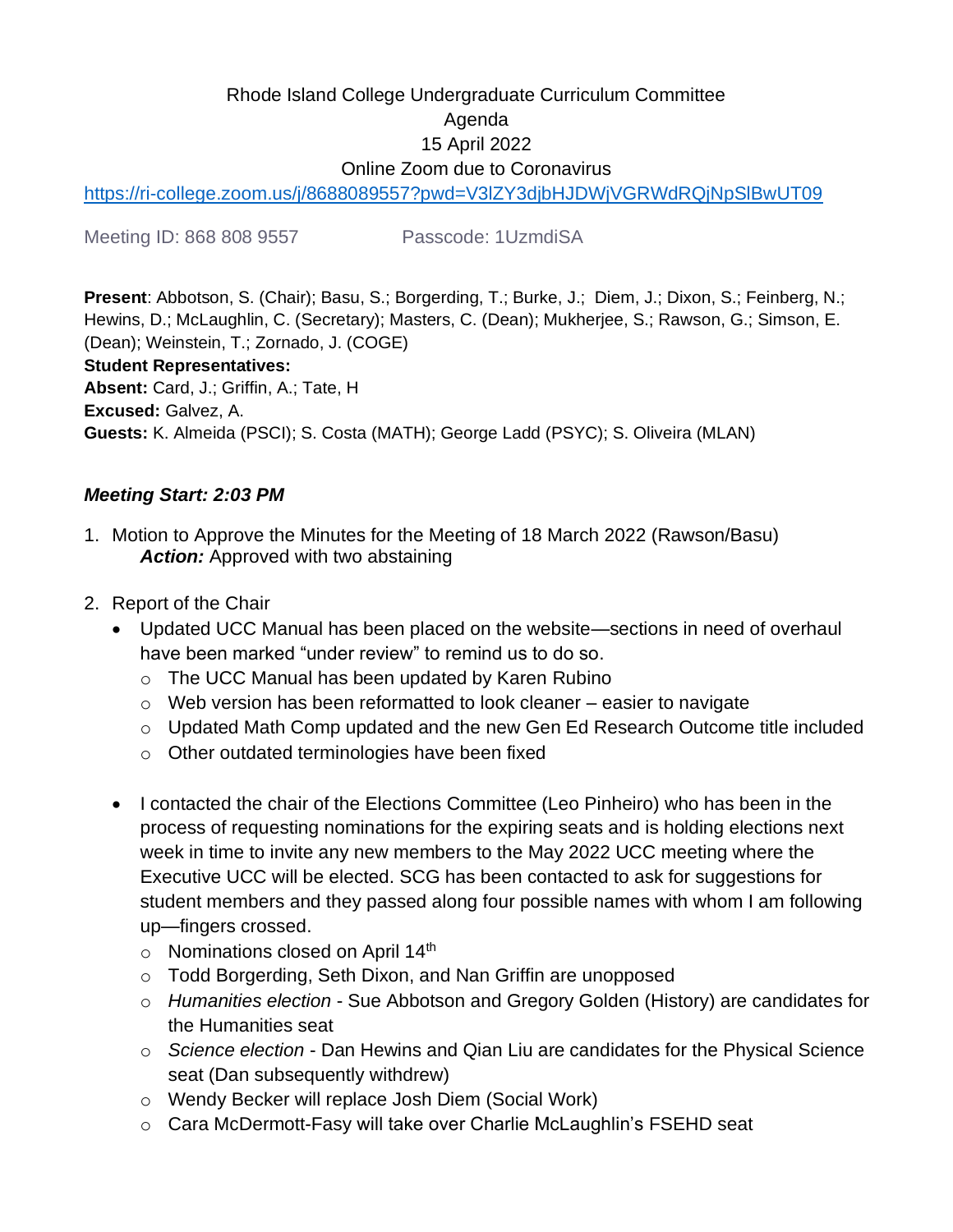Rhode Island College Undergraduate Curriculum Committee
Agenda
15 April 2022
Online Zoom due to Coronavirus

https://ri-college.zoom.us/j/8688089557?pwd=V3lZY3djbHJDWjVGRWdRQjNpSlBwUT09

Meeting ID: 868 808 9557 Passcode: 1UzmdiSA

**Present**: Abbotson, S. (Chair); Basu, S.; Borgerding, T.; Burke, J.; Diem, J.; Dixon, S.; Feinberg, N.; Hewins, D.; McLaughlin, C. (Secretary); Masters, C. (Dean); Mukherjee, S.; Rawson, G.; Simson, E. (Dean); Weinstein, T.; Zornado, J. (COGE)
**Student Representatives:**
**Absent:** Card, J.; Griffin, A.; Tate, H
**Excused:** Galvez, A.
**Guests:** K. Almeida (PSCI); S. Costa (MATH); George Ladd (PSYC); S. Oliveira (MLAN)

***Meeting Start: 2:03 PM***

1. Motion to Approve the Minutes for the Meeting of 18 March 2022 (Rawson/Basu)
   ***Action:*** Approved with two abstaining

2. Report of the Chair
   - Updated UCC Manual has been placed on the website—sections in need of overhaul have been marked "under review" to remind us to do so.
     - The UCC Manual has been updated by Karen Rubino
     - Web version has been reformatted to look cleaner – easier to navigate
     - Updated Math Comp updated and the new Gen Ed Research Outcome title included
     - Other outdated terminologies have been fixed
   - I contacted the chair of the Elections Committee (Leo Pinheiro) who has been in the process of requesting nominations for the expiring seats and is holding elections next week in time to invite any new members to the May 2022 UCC meeting where the Executive UCC will be elected. SCG has been contacted to ask for suggestions for student members and they passed along four possible names with whom I am following up—fingers crossed.
     - Nominations closed on April 14th
     - Todd Borgerding, Seth Dixon, and Nan Griffin are unopposed
     - *Humanities election* - Sue Abbotson and Gregory Golden (History) are candidates for the Humanities seat
     - *Science election* - Dan Hewins and Qian Liu are candidates for the Physical Science seat (Dan subsequently withdrew)
     - Wendy Becker will replace Josh Diem (Social Work)
     - Cara McDermott-Fasy will take over Charlie McLaughlin's FSEHD seat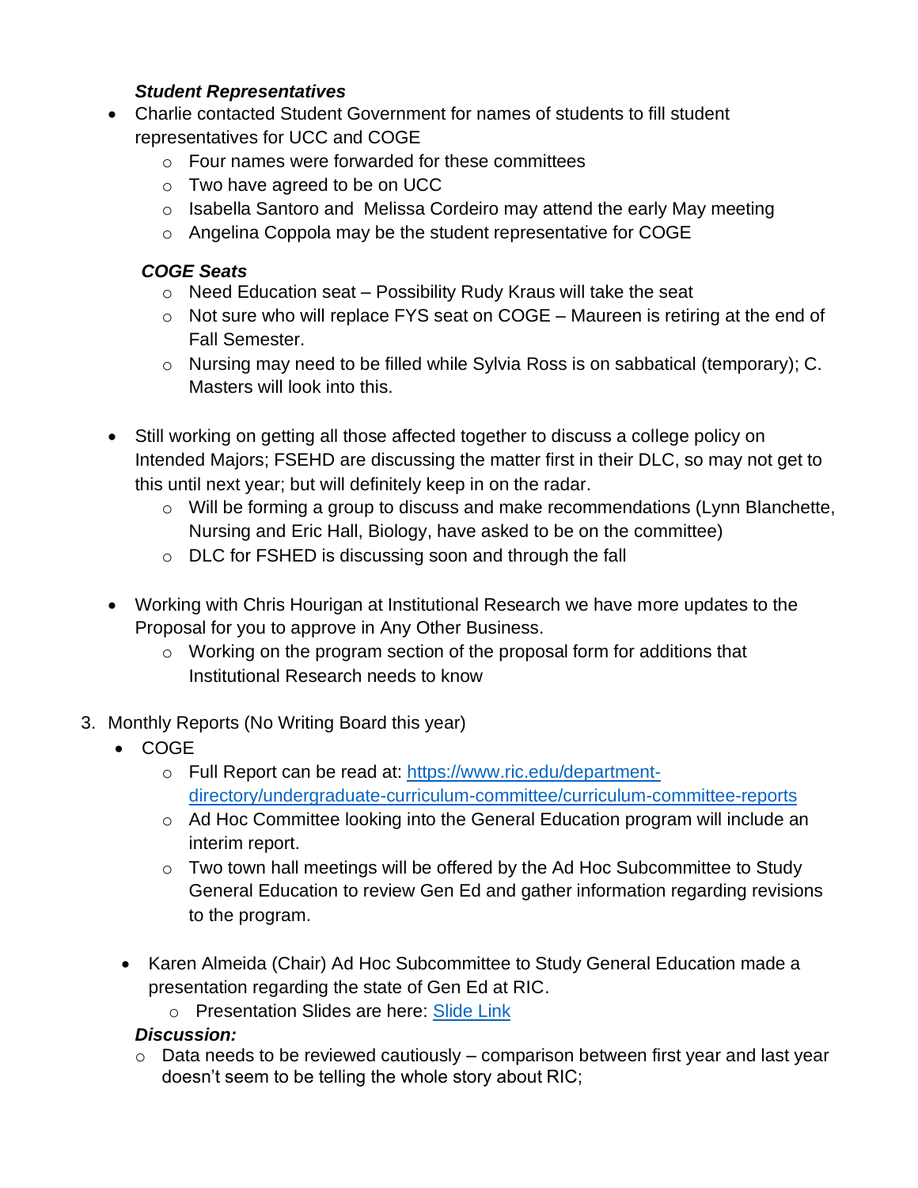***Student Representatives***

- Charlie contacted Student Government for names of students to fill student representatives for UCC and COGE
  - Four names were forwarded for these committees
  - Two have agreed to be on UCC
  - Isabella Santoro and Melissa Cordeiro may attend the early May meeting
  - Angelina Coppola may be the student representative for COGE

***COGE Seats***

  - Need Education seat – Possibility Rudy Kraus will take the seat
  - Not sure who will replace FYS seat on COGE – Maureen is retiring at the end of Fall Semester.
  - Nursing may need to be filled while Sylvia Ross is on sabbatical (temporary); C. Masters will look into this.

- Still working on getting all those affected together to discuss a college policy on Intended Majors; FSEHD are discussing the matter first in their DLC, so may not get to this until next year; but will definitely keep in on the radar.
  - Will be forming a group to discuss and make recommendations (Lynn Blanchette, Nursing and Eric Hall, Biology, have asked to be on the committee)
  - DLC for FSHED is discussing soon and through the fall

- Working with Chris Hourigan at Institutional Research we have more updates to the Proposal for you to approve in Any Other Business.
  - Working on the program section of the proposal form for additions that Institutional Research needs to know

3. Monthly Reports (No Writing Board this year)
   - COGE
     - Full Report can be read at: [https://www.ric.edu/department-directory/undergraduate-curriculum-committee/curriculum-committee-reports](https://www.ric.edu/department-directory/undergraduate-curriculum-committee/curriculum-committee-reports)
     - Ad Hoc Committee looking into the General Education program will include an interim report.
     - Two town hall meetings will be offered by the Ad Hoc Subcommittee to Study General Education to review Gen Ed and gather information regarding revisions to the program.

   - Karen Almeida (Chair) Ad Hoc Subcommittee to Study General Education made a presentation regarding the state of Gen Ed at RIC.
     - Presentation Slides are here: [Slide Link]()

   ***Discussion:***

   - Data needs to be reviewed cautiously – comparison between first year and last year doesn't seem to be telling the whole story about RIC;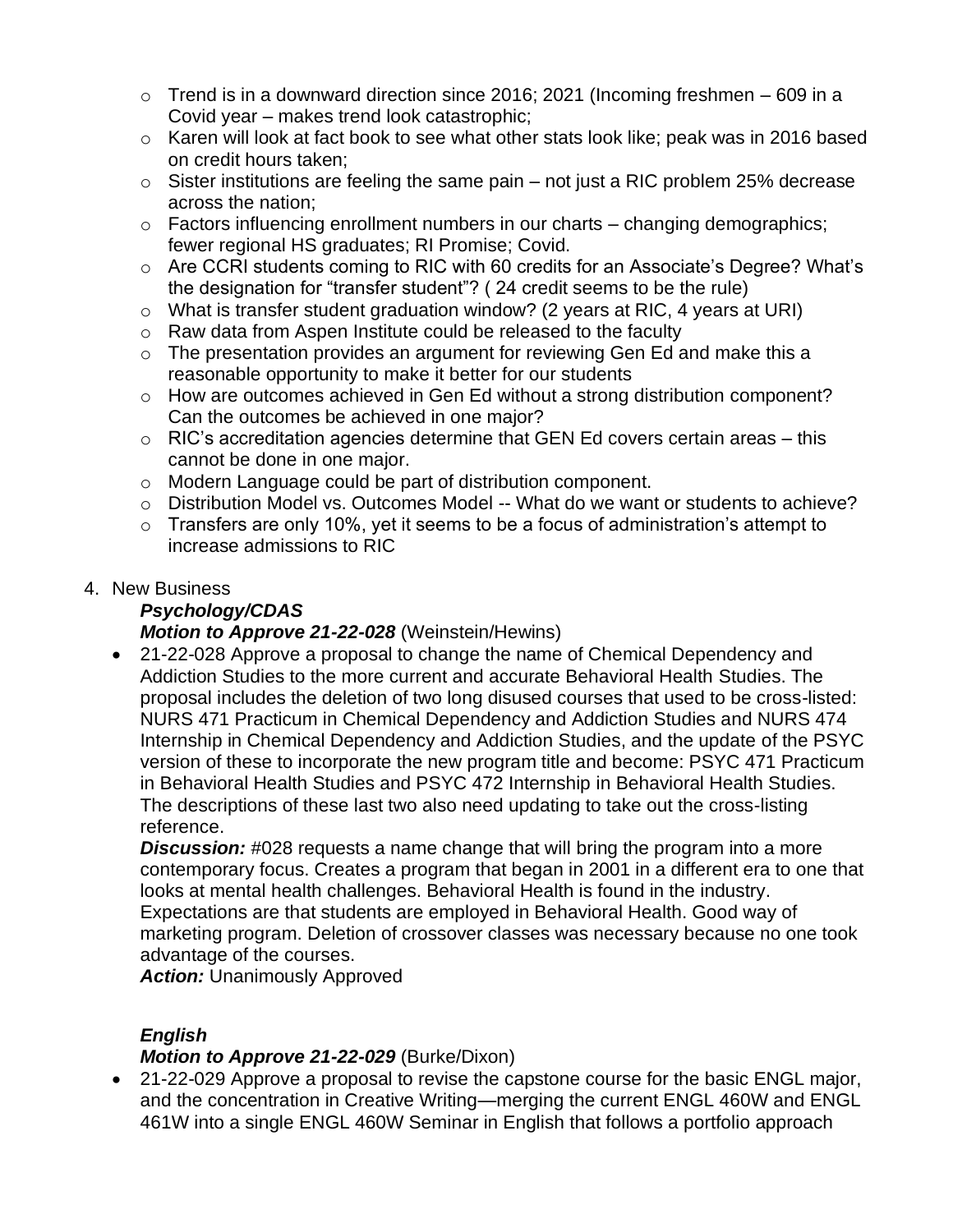- Trend is in a downward direction since 2016; 2021 (Incoming freshmen – 609 in a Covid year – makes trend look catastrophic;
- Karen will look at fact book to see what other stats look like; peak was in 2016 based on credit hours taken;
- Sister institutions are feeling the same pain – not just a RIC problem 25% decrease across the nation;
- Factors influencing enrollment numbers in our charts – changing demographics; fewer regional HS graduates; RI Promise; Covid.
- Are CCRI students coming to RIC with 60 credits for an Associate's Degree? What's the designation for "transfer student"? ( 24 credit seems to be the rule)
- What is transfer student graduation window? (2 years at RIC, 4 years at URI)
- Raw data from Aspen Institute could be released to the faculty
- The presentation provides an argument for reviewing Gen Ed and make this a reasonable opportunity to make it better for our students
- How are outcomes achieved in Gen Ed without a strong distribution component? Can the outcomes be achieved in one major?
- RIC's accreditation agencies determine that GEN Ed covers certain areas – this cannot be done in one major.
- Modern Language could be part of distribution component.
- Distribution Model vs. Outcomes Model -- What do we want or students to achieve?
- Transfers are only 10%, yet it seems to be a focus of administration's attempt to increase admissions to RIC

4. New Business

***Psychology/CDAS***

***Motion to Approve 21-22-028*** (Weinstein/Hewins)

- 21-22-028 Approve a proposal to change the name of Chemical Dependency and Addiction Studies to the more current and accurate Behavioral Health Studies. The proposal includes the deletion of two long disused courses that used to be cross-listed: NURS 471 Practicum in Chemical Dependency and Addiction Studies and NURS 474 Internship in Chemical Dependency and Addiction Studies, and the update of the PSYC version of these to incorporate the new program title and become: PSYC 471 Practicum in Behavioral Health Studies and PSYC 472 Internship in Behavioral Health Studies. The descriptions of these last two also need updating to take out the cross-listing reference.

  ***Discussion:*** #028 requests a name change that will bring the program into a more contemporary focus. Creates a program that began in 2001 in a different era to one that looks at mental health challenges. Behavioral Health is found in the industry. Expectations are that students are employed in Behavioral Health. Good way of marketing program. Deletion of crossover classes was necessary because no one took advantage of the courses.

  ***Action:*** Unanimously Approved

***English***

***Motion to Approve 21-22-029*** (Burke/Dixon)

- 21-22-029 Approve a proposal to revise the capstone course for the basic ENGL major, and the concentration in Creative Writing—merging the current ENGL 460W and ENGL 461W into a single ENGL 460W Seminar in English that follows a portfolio approach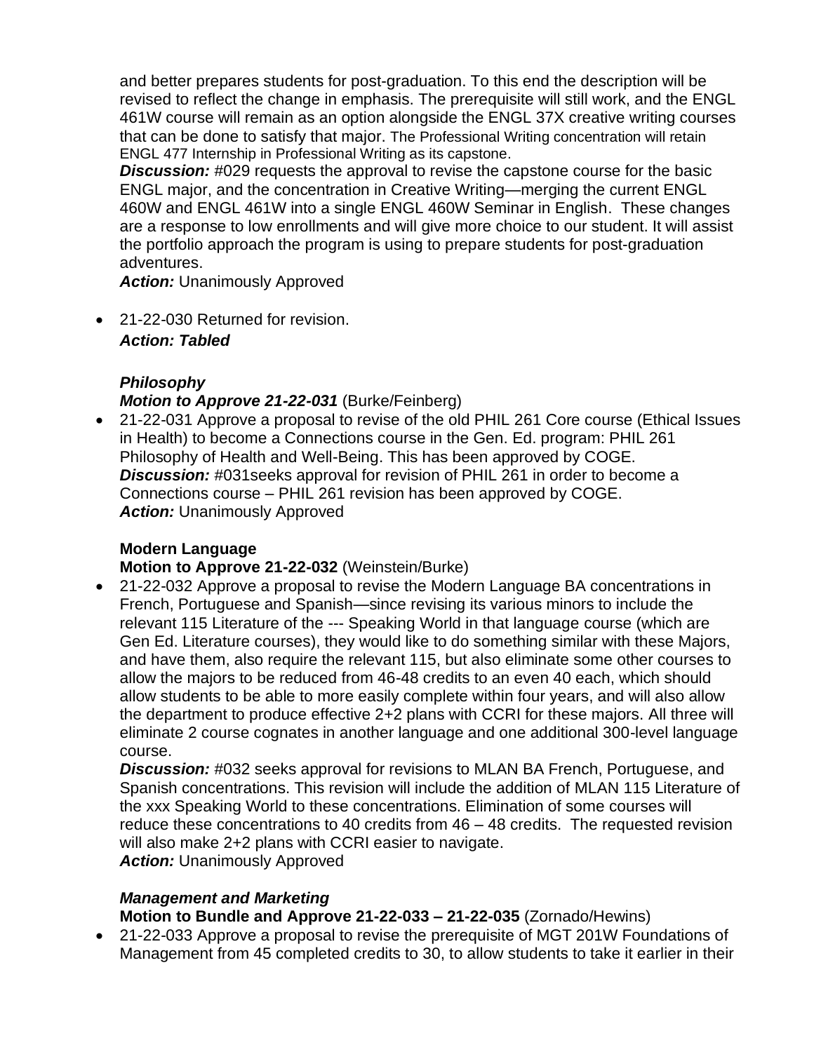and better prepares students for post-graduation. To this end the description will be revised to reflect the change in emphasis. The prerequisite will still work, and the ENGL 461W course will remain as an option alongside the ENGL 37X creative writing courses that can be done to satisfy that major. The Professional Writing concentration will retain ENGL 477 Internship in Professional Writing as its capstone.

***Discussion:*** #029 requests the approval to revise the capstone course for the basic ENGL major, and the concentration in Creative Writing—merging the current ENGL 460W and ENGL 461W into a single ENGL 460W Seminar in English. These changes are a response to low enrollments and will give more choice to our student. It will assist the portfolio approach the program is using to prepare students for post-graduation adventures.

***Action:*** Unanimously Approved

- 21-22-030 Returned for revision.

  ***Action: Tabled***

***Philosophy***

***Motion to Approve 21-22-031*** (Burke/Feinberg)

- 21-22-031 Approve a proposal to revise of the old PHIL 261 Core course (Ethical Issues in Health) to become a Connections course in the Gen. Ed. program: PHIL 261 Philosophy of Health and Well-Being. This has been approved by COGE.

  ***Discussion:*** #031seeks approval for revision of PHIL 261 in order to become a Connections course – PHIL 261 revision has been approved by COGE.

  ***Action:*** Unanimously Approved

**Modern Language**

**Motion to Approve 21-22-032** (Weinstein/Burke)

- 21-22-032 Approve a proposal to revise the Modern Language BA concentrations in French, Portuguese and Spanish—since revising its various minors to include the relevant 115 Literature of the --- Speaking World in that language course (which are Gen Ed. Literature courses), they would like to do something similar with these Majors, and have them, also require the relevant 115, but also eliminate some other courses to allow the majors to be reduced from 46-48 credits to an even 40 each, which should allow students to be able to more easily complete within four years, and will also allow the department to produce effective 2+2 plans with CCRI for these majors. All three will eliminate 2 course cognates in another language and one additional 300-level language course.

  ***Discussion:*** #032 seeks approval for revisions to MLAN BA French, Portuguese, and Spanish concentrations. This revision will include the addition of MLAN 115 Literature of the xxx Speaking World to these concentrations. Elimination of some courses will reduce these concentrations to 40 credits from 46 – 48 credits. The requested revision will also make 2+2 plans with CCRI easier to navigate.

  ***Action:*** Unanimously Approved

***Management and Marketing***

**Motion to Bundle and Approve 21-22-033 – 21-22-035** (Zornado/Hewins)

- 21-22-033 Approve a proposal to revise the prerequisite of MGT 201W Foundations of Management from 45 completed credits to 30, to allow students to take it earlier in their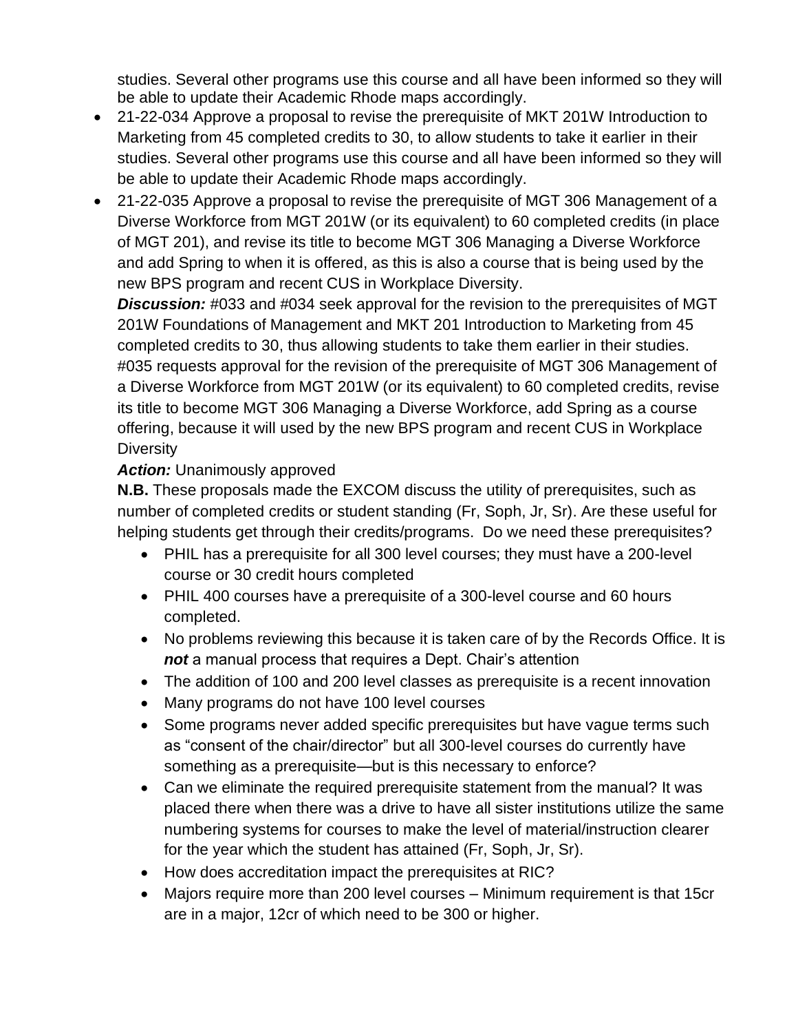studies. Several other programs use this course and all have been informed so they will be able to update their Academic Rhode maps accordingly.

- 21-22-034 Approve a proposal to revise the prerequisite of MKT 201W Introduction to Marketing from 45 completed credits to 30, to allow students to take it earlier in their studies. Several other programs use this course and all have been informed so they will be able to update their Academic Rhode maps accordingly.
- 21-22-035 Approve a proposal to revise the prerequisite of MGT 306 Management of a Diverse Workforce from MGT 201W (or its equivalent) to 60 completed credits (in place of MGT 201), and revise its title to become MGT 306 Managing a Diverse Workforce and add Spring to when it is offered, as this is also a course that is being used by the new BPS program and recent CUS in Workplace Diversity.

  ***Discussion:*** #033 and #034 seek approval for the revision to the prerequisites of MGT 201W Foundations of Management and MKT 201 Introduction to Marketing from 45 completed credits to 30, thus allowing students to take them earlier in their studies. #035 requests approval for the revision of the prerequisite of MGT 306 Management of a Diverse Workforce from MGT 201W (or its equivalent) to 60 completed credits, revise its title to become MGT 306 Managing a Diverse Workforce, add Spring as a course offering, because it will used by the new BPS program and recent CUS in Workplace Diversity

  ***Action:*** Unanimously approved

  **N.B.** These proposals made the EXCOM discuss the utility of prerequisites, such as number of completed credits or student standing (Fr, Soph, Jr, Sr). Are these useful for helping students get through their credits/programs. Do we need these prerequisites?

  - PHIL has a prerequisite for all 300 level courses; they must have a 200-level course or 30 credit hours completed
  - PHIL 400 courses have a prerequisite of a 300-level course and 60 hours completed.
  - No problems reviewing this because it is taken care of by the Records Office. It is ***not*** a manual process that requires a Dept. Chair's attention
  - The addition of 100 and 200 level classes as prerequisite is a recent innovation
  - Many programs do not have 100 level courses
  - Some programs never added specific prerequisites but have vague terms such as "consent of the chair/director" but all 300-level courses do currently have something as a prerequisite—but is this necessary to enforce?
  - Can we eliminate the required prerequisite statement from the manual? It was placed there when there was a drive to have all sister institutions utilize the same numbering systems for courses to make the level of material/instruction clearer for the year which the student has attained (Fr, Soph, Jr, Sr).
  - How does accreditation impact the prerequisites at RIC?
  - Majors require more than 200 level courses – Minimum requirement is that 15cr are in a major, 12cr of which need to be 300 or higher.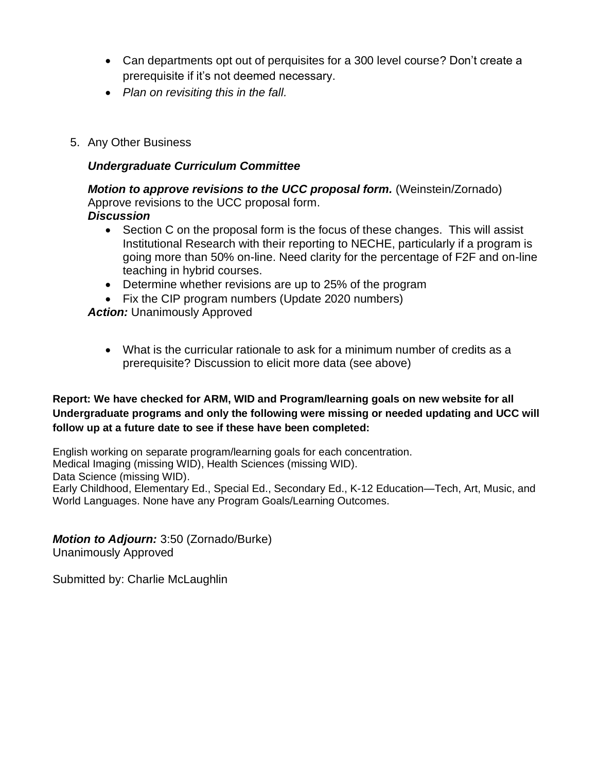- Can departments opt out of perquisites for a 300 level course? Don't create a prerequisite if it's not deemed necessary.
- *Plan on revisiting this in the fall.*

5. Any Other Business

***Undergraduate Curriculum Committee***

***Motion to approve revisions to the UCC proposal form.*** (Weinstein/Zornado)
Approve revisions to the UCC proposal form.
***Discussion***

- Section C on the proposal form is the focus of these changes. This will assist Institutional Research with their reporting to NECHE, particularly if a program is going more than 50% on-line. Need clarity for the percentage of F2F and on-line teaching in hybrid courses.
- Determine whether revisions are up to 25% of the program
- Fix the CIP program numbers (Update 2020 numbers)

***Action:*** Unanimously Approved

- What is the curricular rationale to ask for a minimum number of credits as a prerequisite? Discussion to elicit more data (see above)

**Report: We have checked for ARM, WID and Program/learning goals on new website for all Undergraduate programs and only the following were missing or needed updating and UCC will follow up at a future date to see if these have been completed:**

English working on separate program/learning goals for each concentration.
Medical Imaging (missing WID), Health Sciences (missing WID).
Data Science (missing WID).
Early Childhood, Elementary Ed., Special Ed., Secondary Ed., K-12 Education—Tech, Art, Music, and World Languages. None have any Program Goals/Learning Outcomes.

***Motion to Adjourn:*** 3:50 (Zornado/Burke)
Unanimously Approved

Submitted by: Charlie McLaughlin